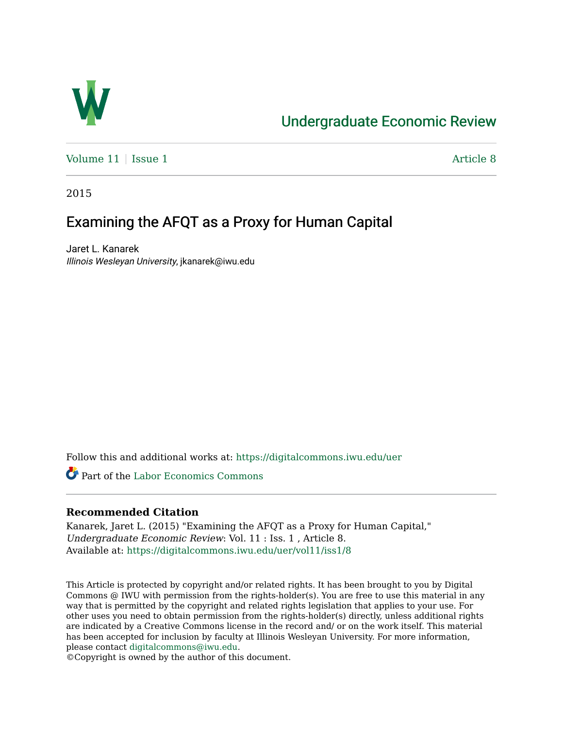Undergraduate Economic Review

Volume 11 | Issue 1 Article 8

2015

# Examining the AFQT as a Proxy for Human Capital

Jaret L. Kanarek
*Illinois Wesleyan University*, jkanarek@iwu.edu

Follow this and additional works at: https://digitalcommons.iwu.edu/uer

Part of the Labor Economics Commons

**Recommended Citation**
Kanarek, Jaret L. (2015) "Examining the AFQT as a Proxy for Human Capital," *Undergraduate Economic Review*: Vol. 11 : Iss. 1 , Article 8.
Available at: https://digitalcommons.iwu.edu/uer/vol11/iss1/8

This Article is protected by copyright and/or related rights. It has been brought to you by Digital Commons @ IWU with permission from the rights-holder(s). You are free to use this material in any way that is permitted by the copyright and related rights legislation that applies to your use. For other uses you need to obtain permission from the rights-holder(s) directly, unless additional rights are indicated by a Creative Commons license in the record and/ or on the work itself. This material has been accepted for inclusion by faculty at Illinois Wesleyan University. For more information, please contact digitalcommons@iwu.edu.
©Copyright is owned by the author of this document.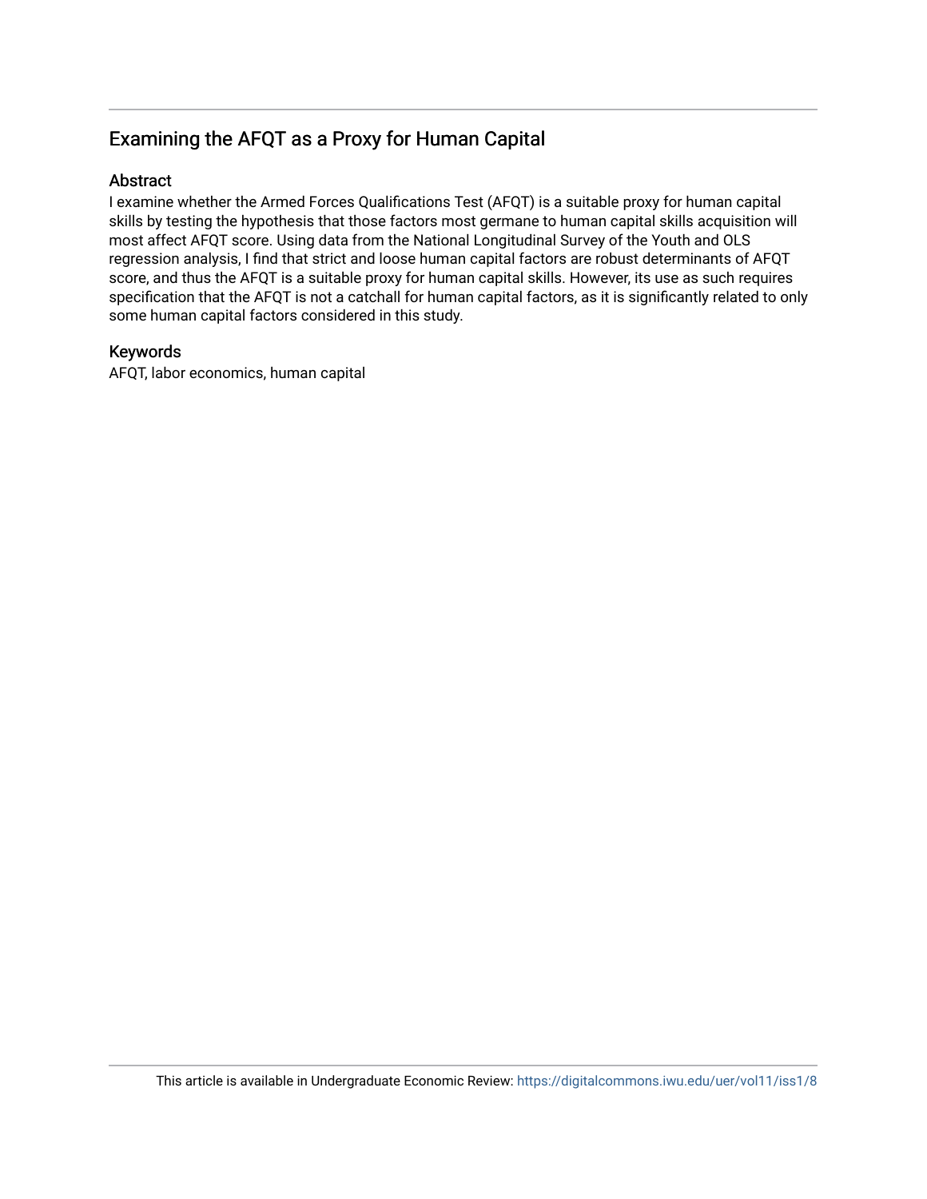## Examining the AFQT as a Proxy for Human Capital

### Abstract

I examine whether the Armed Forces Qualifications Test (AFQT) is a suitable proxy for human capital skills by testing the hypothesis that those factors most germane to human capital skills acquisition will most affect AFQT score. Using data from the National Longitudinal Survey of the Youth and OLS regression analysis, I find that strict and loose human capital factors are robust determinants of AFQT score, and thus the AFQT is a suitable proxy for human capital skills. However, its use as such requires specification that the AFQT is not a catchall for human capital factors, as it is significantly related to only some human capital factors considered in this study.

### Keywords

AFQT, labor economics, human capital

This article is available in Undergraduate Economic Review: https://digitalcommons.iwu.edu/uer/vol11/iss1/8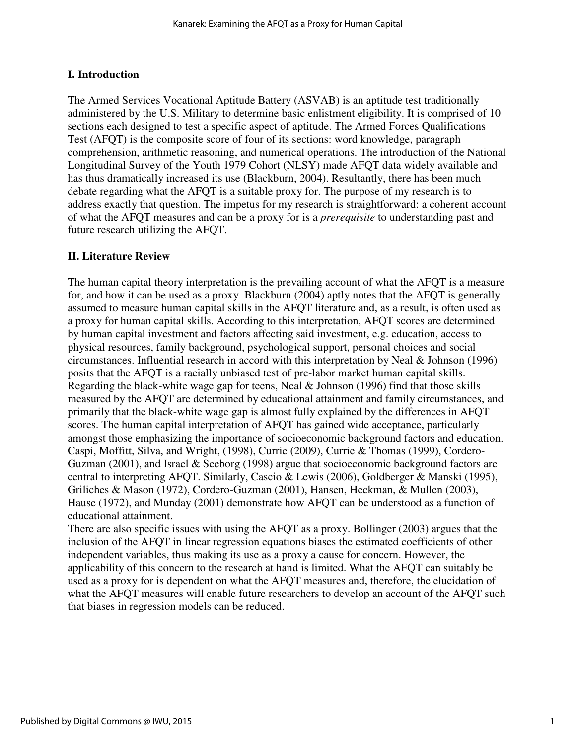## I. Introduction

The Armed Services Vocational Aptitude Battery (ASVAB) is an aptitude test traditionally administered by the U.S. Military to determine basic enlistment eligibility. It is comprised of 10 sections each designed to test a specific aspect of aptitude. The Armed Forces Qualifications Test (AFQT) is the composite score of four of its sections: word knowledge, paragraph comprehension, arithmetic reasoning, and numerical operations. The introduction of the National Longitudinal Survey of the Youth 1979 Cohort (NLSY) made AFQT data widely available and has thus dramatically increased its use (Blackburn, 2004). Resultantly, there has been much debate regarding what the AFQT is a suitable proxy for. The purpose of my research is to address exactly that question. The impetus for my research is straightforward: a coherent account of what the AFQT measures and can be a proxy for is a *prerequisite* to understanding past and future research utilizing the AFQT.

## II. Literature Review

The human capital theory interpretation is the prevailing account of what the AFQT is a measure for, and how it can be used as a proxy. Blackburn (2004) aptly notes that the AFQT is generally assumed to measure human capital skills in the AFQT literature and, as a result, is often used as a proxy for human capital skills. According to this interpretation, AFQT scores are determined by human capital investment and factors affecting said investment, e.g. education, access to physical resources, family background, psychological support, personal choices and social circumstances. Influential research in accord with this interpretation by Neal & Johnson (1996) posits that the AFQT is a racially unbiased test of pre-labor market human capital skills. Regarding the black-white wage gap for teens, Neal & Johnson (1996) find that those skills measured by the AFQT are determined by educational attainment and family circumstances, and primarily that the black-white wage gap is almost fully explained by the differences in AFQT scores. The human capital interpretation of AFQT has gained wide acceptance, particularly amongst those emphasizing the importance of socioeconomic background factors and education. Caspi, Moffitt, Silva, and Wright, (1998), Currie (2009), Currie & Thomas (1999), Cordero-Guzman (2001), and Israel & Seeborg (1998) argue that socioeconomic background factors are central to interpreting AFQT. Similarly, Cascio & Lewis (2006), Goldberger & Manski (1995), Griliches & Mason (1972), Cordero-Guzman (2001), Hansen, Heckman, & Mullen (2003), Hause (1972), and Munday (2001) demonstrate how AFQT can be understood as a function of educational attainment.

There are also specific issues with using the AFQT as a proxy. Bollinger (2003) argues that the inclusion of the AFQT in linear regression equations biases the estimated coefficients of other independent variables, thus making its use as a proxy a cause for concern. However, the applicability of this concern to the research at hand is limited. What the AFQT can suitably be used as a proxy for is dependent on what the AFQT measures and, therefore, the elucidation of what the AFQT measures will enable future researchers to develop an account of the AFQT such that biases in regression models can be reduced.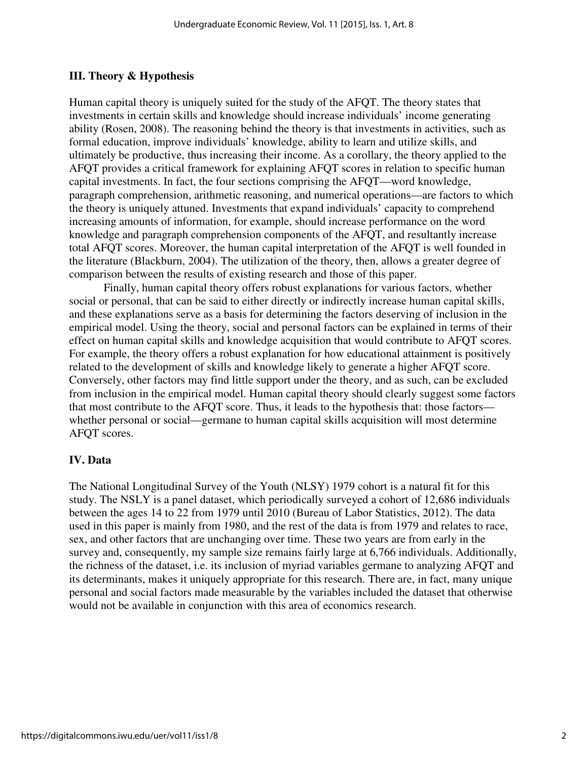## III. Theory & Hypothesis

Human capital theory is uniquely suited for the study of the AFQT. The theory states that investments in certain skills and knowledge should increase individuals' income generating ability (Rosen, 2008). The reasoning behind the theory is that investments in activities, such as formal education, improve individuals' knowledge, ability to learn and utilize skills, and ultimately be productive, thus increasing their income. As a corollary, the theory applied to the AFQT provides a critical framework for explaining AFQT scores in relation to specific human capital investments. In fact, the four sections comprising the AFQT—word knowledge, paragraph comprehension, arithmetic reasoning, and numerical operations—are factors to which the theory is uniquely attuned. Investments that expand individuals' capacity to comprehend increasing amounts of information, for example, should increase performance on the word knowledge and paragraph comprehension components of the AFQT, and resultantly increase total AFQT scores. Moreover, the human capital interpretation of the AFQT is well founded in the literature (Blackburn, 2004). The utilization of the theory, then, allows a greater degree of comparison between the results of existing research and those of this paper.

Finally, human capital theory offers robust explanations for various factors, whether social or personal, that can be said to either directly or indirectly increase human capital skills, and these explanations serve as a basis for determining the factors deserving of inclusion in the empirical model. Using the theory, social and personal factors can be explained in terms of their effect on human capital skills and knowledge acquisition that would contribute to AFQT scores. For example, the theory offers a robust explanation for how educational attainment is positively related to the development of skills and knowledge likely to generate a higher AFQT score. Conversely, other factors may find little support under the theory, and as such, can be excluded from inclusion in the empirical model. Human capital theory should clearly suggest some factors that most contribute to the AFQT score. Thus, it leads to the hypothesis that: those factors—whether personal or social—germane to human capital skills acquisition will most determine AFQT scores.

## IV. Data

The National Longitudinal Survey of the Youth (NLSY) 1979 cohort is a natural fit for this study. The NSLY is a panel dataset, which periodically surveyed a cohort of 12,686 individuals between the ages 14 to 22 from 1979 until 2010 (Bureau of Labor Statistics, 2012). The data used in this paper is mainly from 1980, and the rest of the data is from 1979 and relates to race, sex, and other factors that are unchanging over time. These two years are from early in the survey and, consequently, my sample size remains fairly large at 6,766 individuals. Additionally, the richness of the dataset, i.e. its inclusion of myriad variables germane to analyzing AFQT and its determinants, makes it uniquely appropriate for this research. There are, in fact, many unique personal and social factors made measurable by the variables included the dataset that otherwise would not be available in conjunction with this area of economics research.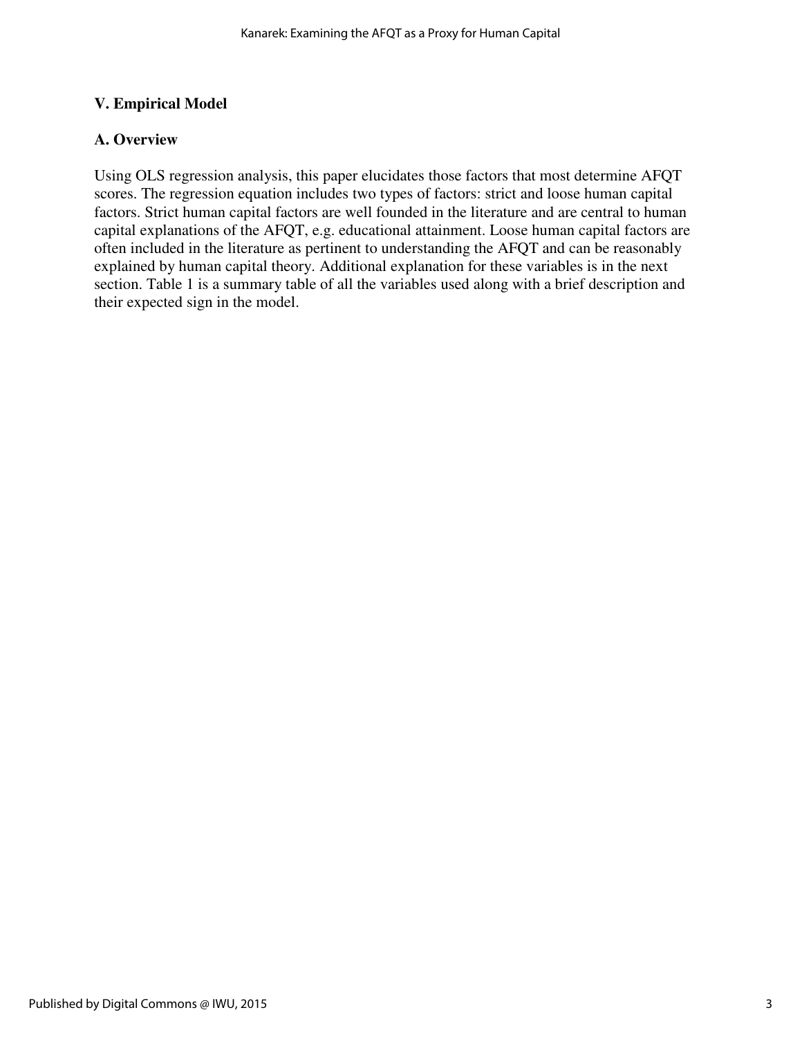## V. Empirical Model

### A. Overview

Using OLS regression analysis, this paper elucidates those factors that most determine AFQT scores. The regression equation includes two types of factors: strict and loose human capital factors. Strict human capital factors are well founded in the literature and are central to human capital explanations of the AFQT, e.g. educational attainment. Loose human capital factors are often included in the literature as pertinent to understanding the AFQT and can be reasonably explained by human capital theory. Additional explanation for these variables is in the next section. Table 1 is a summary table of all the variables used along with a brief description and their expected sign in the model.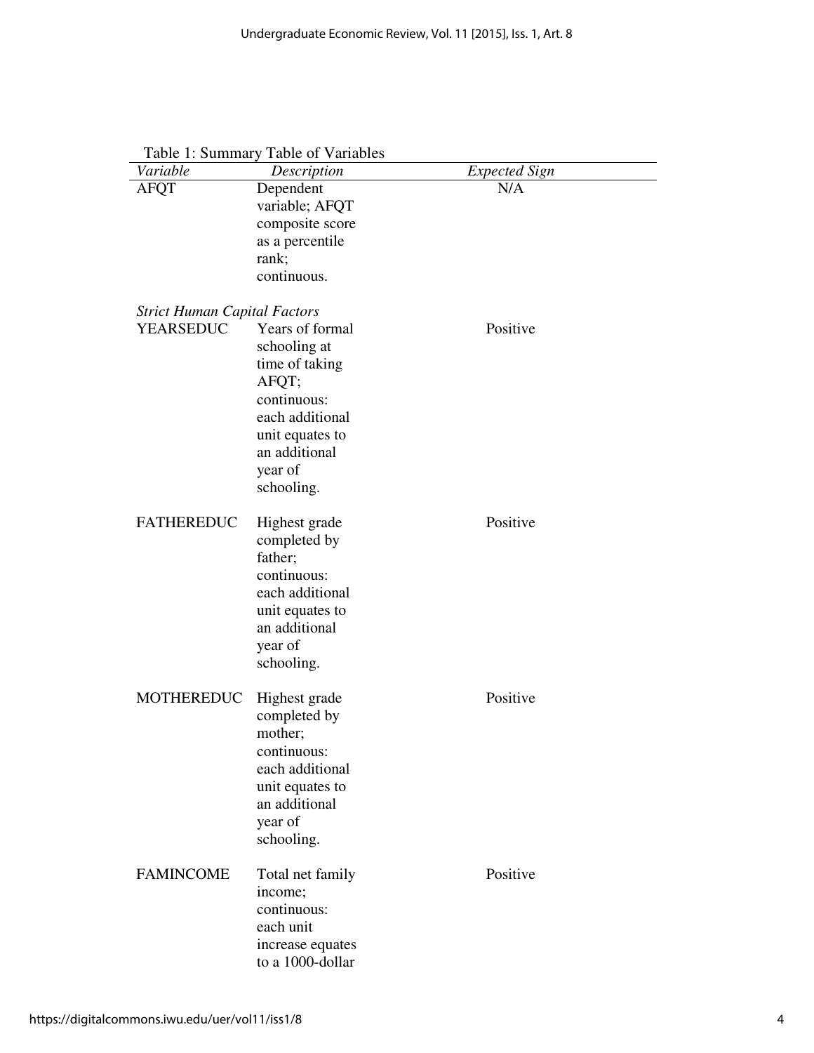Table 1: Summary Table of Variables

| *Variable* | *Description* | *Expected Sign* |
|---|---|---|
| AFQT | Dependent variable; AFQT composite score as a percentile rank; continuous. | N/A |
| *Strict Human Capital Factors* | | |
| YEARSEDUC | Years of formal schooling at time of taking AFQT; continuous: each additional unit equates to an additional year of schooling. | Positive |
| FATHEREDUC | Highest grade completed by father; continuous: each additional unit equates to an additional year of schooling. | Positive |
| MOTHEREDUC | Highest grade completed by mother; continuous: each additional unit equates to an additional year of schooling. | Positive |
| FAMINCOME | Total net family income; continuous: each unit increase equates to a 1000-dollar | Positive |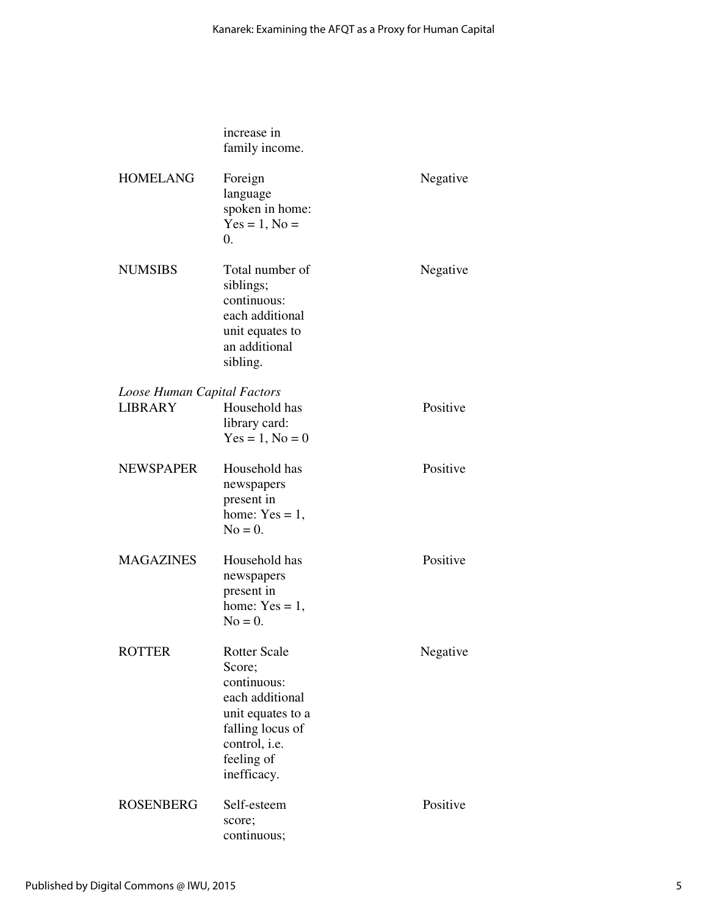| | | |
|---|---|---|
| | increase in family income. | |
| HOMELANG | Foreign language spoken in home: Yes = 1, No = 0. | Negative |
| NUMSIBS | Total number of siblings; continuous: each additional unit equates to an additional sibling. | Negative |
| *Loose Human Capital Factors* | | |
| LIBRARY | Household has library card: Yes = 1, No = 0 | Positive |
| NEWSPAPER | Household has newspapers present in home: Yes = 1, No = 0. | Positive |
| MAGAZINES | Household has newspapers present in home: Yes = 1, No = 0. | Positive |
| ROTTER | Rotter Scale Score; continuous: each additional unit equates to a falling locus of control, i.e. feeling of inefficacy. | Negative |
| ROSENBERG | Self-esteem score; continuous; | Positive |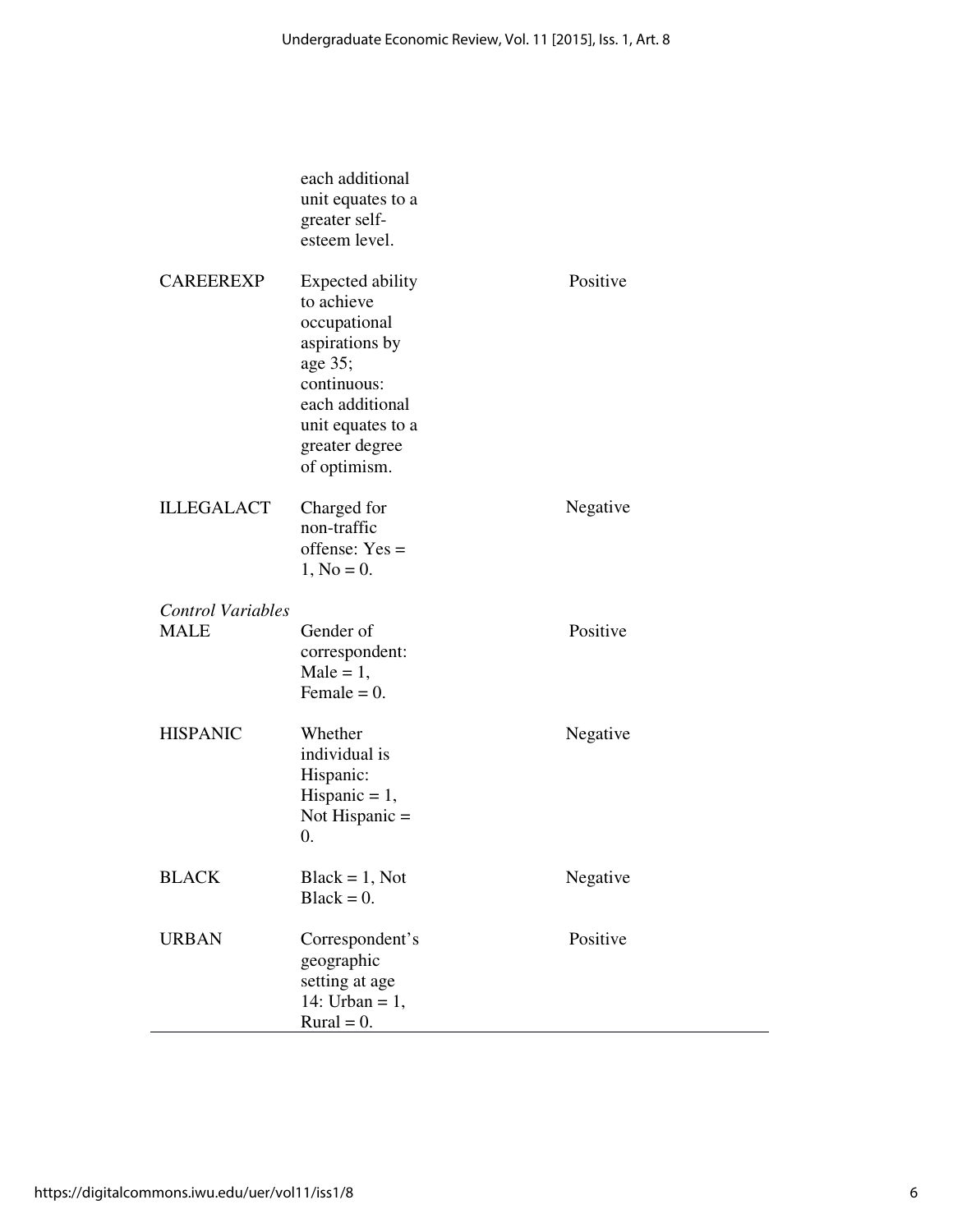| | | |
|---|---|---|
| | each additional unit equates to a greater self-esteem level. | |
| CAREEREXP | Expected ability to achieve occupational aspirations by age 35; continuous: each additional unit equates to a greater degree of optimism. | Positive |
| ILLEGALACT | Charged for non-traffic offense: Yes = 1, No = 0. | Negative |
| *Control Variables* | | |
| MALE | Gender of correspondent: Male = 1, Female = 0. | Positive |
| HISPANIC | Whether individual is Hispanic: Hispanic = 1, Not Hispanic = 0. | Negative |
| BLACK | Black = 1, Not Black = 0. | Negative |
| URBAN | Correspondent's geographic setting at age 14: Urban = 1, Rural = 0. | Positive |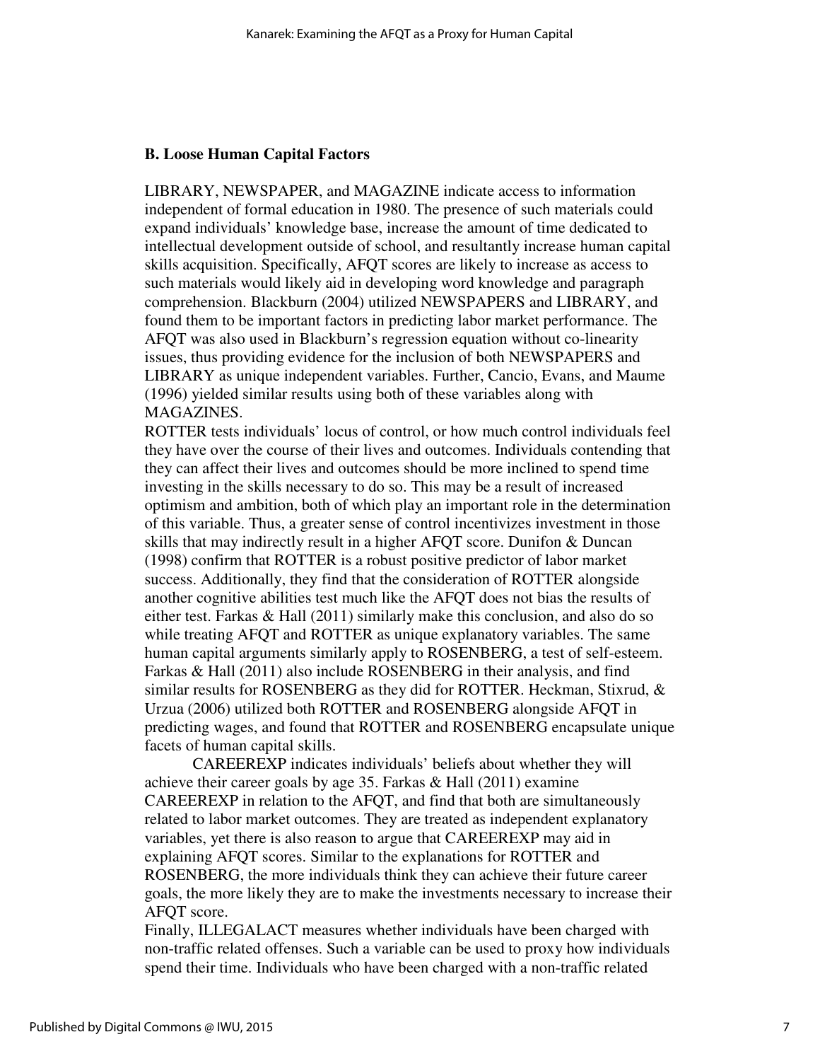### B. Loose Human Capital Factors

LIBRARY, NEWSPAPER, and MAGAZINE indicate access to information independent of formal education in 1980. The presence of such materials could expand individuals' knowledge base, increase the amount of time dedicated to intellectual development outside of school, and resultantly increase human capital skills acquisition. Specifically, AFQT scores are likely to increase as access to such materials would likely aid in developing word knowledge and paragraph comprehension. Blackburn (2004) utilized NEWSPAPERS and LIBRARY, and found them to be important factors in predicting labor market performance. The AFQT was also used in Blackburn's regression equation without co-linearity issues, thus providing evidence for the inclusion of both NEWSPAPERS and LIBRARY as unique independent variables. Further, Cancio, Evans, and Maume (1996) yielded similar results using both of these variables along with MAGAZINES.

ROTTER tests individuals' locus of control, or how much control individuals feel they have over the course of their lives and outcomes. Individuals contending that they can affect their lives and outcomes should be more inclined to spend time investing in the skills necessary to do so. This may be a result of increased optimism and ambition, both of which play an important role in the determination of this variable. Thus, a greater sense of control incentivizes investment in those skills that may indirectly result in a higher AFQT score. Dunifon & Duncan (1998) confirm that ROTTER is a robust positive predictor of labor market success. Additionally, they find that the consideration of ROTTER alongside another cognitive abilities test much like the AFQT does not bias the results of either test. Farkas & Hall (2011) similarly make this conclusion, and also do so while treating AFQT and ROTTER as unique explanatory variables. The same human capital arguments similarly apply to ROSENBERG, a test of self-esteem. Farkas & Hall (2011) also include ROSENBERG in their analysis, and find similar results for ROSENBERG as they did for ROTTER. Heckman, Stixrud, & Urzua (2006) utilized both ROTTER and ROSENBERG alongside AFQT in predicting wages, and found that ROTTER and ROSENBERG encapsulate unique facets of human capital skills.

CAREEREXP indicates individuals' beliefs about whether they will achieve their career goals by age 35. Farkas & Hall (2011) examine CAREEREXP in relation to the AFQT, and find that both are simultaneously related to labor market outcomes. They are treated as independent explanatory variables, yet there is also reason to argue that CAREEREXP may aid in explaining AFQT scores. Similar to the explanations for ROTTER and ROSENBERG, the more individuals think they can achieve their future career goals, the more likely they are to make the investments necessary to increase their AFQT score.

Finally, ILLEGALACT measures whether individuals have been charged with non-traffic related offenses. Such a variable can be used to proxy how individuals spend their time. Individuals who have been charged with a non-traffic related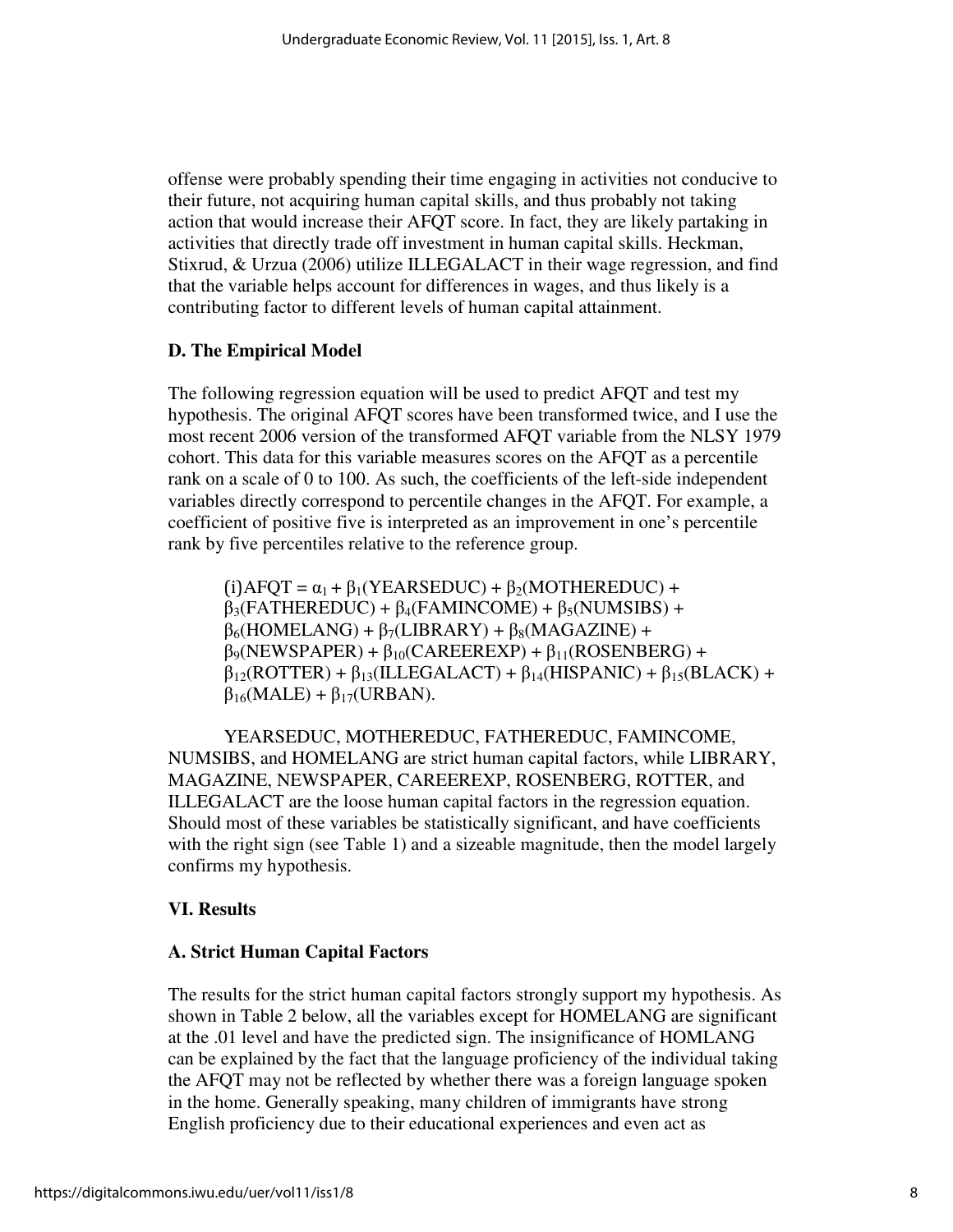offense were probably spending their time engaging in activities not conducive to their future, not acquiring human capital skills, and thus probably not taking action that would increase their AFQT score. In fact, they are likely partaking in activities that directly trade off investment in human capital skills. Heckman, Stixrud, & Urzua (2006) utilize ILLEGALACT in their wage regression, and find that the variable helps account for differences in wages, and thus likely is a contributing factor to different levels of human capital attainment.

### D. The Empirical Model

The following regression equation will be used to predict AFQT and test my hypothesis. The original AFQT scores have been transformed twice, and I use the most recent 2006 version of the transformed AFQT variable from the NLSY 1979 cohort. This data for this variable measures scores on the AFQT as a percentile rank on a scale of 0 to 100. As such, the coefficients of the left-side independent variables directly correspond to percentile changes in the AFQT. For example, a coefficient of positive five is interpreted as an improvement in one's percentile rank by five percentiles relative to the reference group.

$$\text{(i)}AFQT = \alpha_1 + \beta_1(YEARSEDUC) + \beta_2(MOTHEREDUC) + \beta_3(FATHEREDUC) + \beta_4(FAMINCOME) + \beta_5(NUMSIBS) + \beta_6(HOMELANG) + \beta_7(LIBRARY) + \beta_8(MAGAZINE) + \beta_9(NEWSPAPER) + \beta_{10}(CAREEREXP) + \beta_{11}(ROSENBERG) + \beta_{12}(ROTTER) + \beta_{13}(ILLEGALACT) + \beta_{14}(HISPANIC) + \beta_{15}(BLACK) + \beta_{16}(MALE) + \beta_{17}(URBAN).$$

YEARSEDUC, MOTHEREDUC, FATHEREDUC, FAMINCOME, NUMSIBS, and HOMELANG are strict human capital factors, while LIBRARY, MAGAZINE, NEWSPAPER, CAREEREXP, ROSENBERG, ROTTER, and ILLEGALACT are the loose human capital factors in the regression equation. Should most of these variables be statistically significant, and have coefficients with the right sign (see Table 1) and a sizeable magnitude, then the model largely confirms my hypothesis.

## VI. Results

### A. Strict Human Capital Factors

The results for the strict human capital factors strongly support my hypothesis. As shown in Table 2 below, all the variables except for HOMELANG are significant at the .01 level and have the predicted sign. The insignificance of HOMLANG can be explained by the fact that the language proficiency of the individual taking the AFQT may not be reflected by whether there was a foreign language spoken in the home. Generally speaking, many children of immigrants have strong English proficiency due to their educational experiences and even act as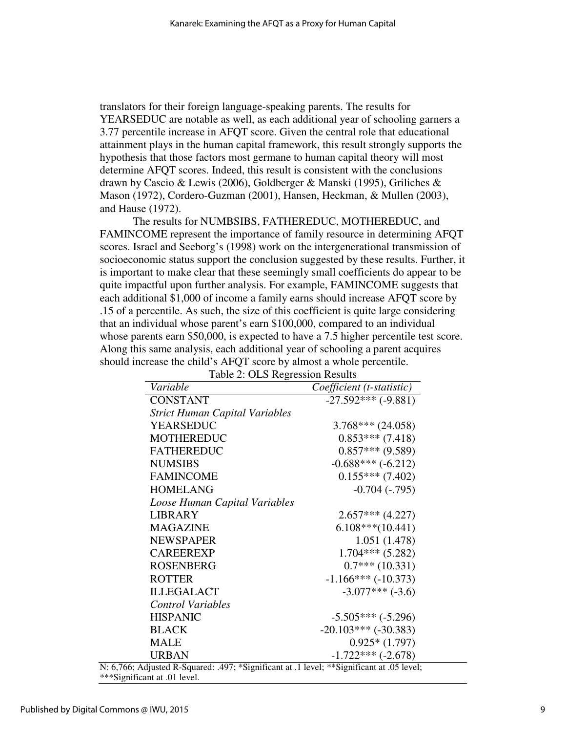translators for their foreign language-speaking parents. The results for YEARSEDUC are notable as well, as each additional year of schooling garners a 3.77 percentile increase in AFQT score. Given the central role that educational attainment plays in the human capital framework, this result strongly supports the hypothesis that those factors most germane to human capital theory will most determine AFQT scores. Indeed, this result is consistent with the conclusions drawn by Cascio & Lewis (2006), Goldberger & Manski (1995), Griliches & Mason (1972), Cordero-Guzman (2001), Hansen, Heckman, & Mullen (2003), and Hause (1972).

The results for NUMBSIBS, FATHEREDUC, MOTHEREDUC, and FAMINCOME represent the importance of family resource in determining AFQT scores. Israel and Seeborg's (1998) work on the intergenerational transmission of socioeconomic status support the conclusion suggested by these results. Further, it is important to make clear that these seemingly small coefficients do appear to be quite impactful upon further analysis. For example, FAMINCOME suggests that each additional $1,000 of income a family earns should increase AFQT score by .15 of a percentile. As such, the size of this coefficient is quite large considering that an individual whose parent's earn $100,000, compared to an individual whose parents earn $50,000, is expected to have a 7.5 higher percentile test score. Along this same analysis, each additional year of schooling a parent acquires should increase the child's AFQT score by almost a whole percentile.

Table 2: OLS Regression Results

| *Variable* | *Coefficient (t-statistic)* |
|---|---|
| CONSTANT | -27.592*** (-9.881) |
| *Strict Human Capital Variables* | |
| YEARSEDUC | 3.768*** (24.058) |
| MOTHEREDUC | 0.853*** (7.418) |
| FATHEREDUC | 0.857*** (9.589) |
| NUMSIBS | -0.688*** (-6.212) |
| FAMINCOME | 0.155*** (7.402) |
| HOMELANG | -0.704 (-.795) |
| *Loose Human Capital Variables* | |
| LIBRARY | 2.657*** (4.227) |
| MAGAZINE | 6.108***(10.441) |
| NEWSPAPER | 1.051 (1.478) |
| CAREEREXP | 1.704*** (5.282) |
| ROSENBERG | 0.7*** (10.331) |
| ROTTER | -1.166*** (-10.373) |
| ILLEGALACT | -3.077*** (-3.6) |
| *Control Variables* | |
| HISPANIC | -5.505*** (-5.296) |
| BLACK | -20.103*** (-30.383) |
| MALE | 0.925* (1.797) |
| URBAN | -1.722*** (-2.678) |

N: 6,766; Adjusted R-Squared: .497; *Significant at .1 level; **Significant at .05 level; ***Significant at .01 level.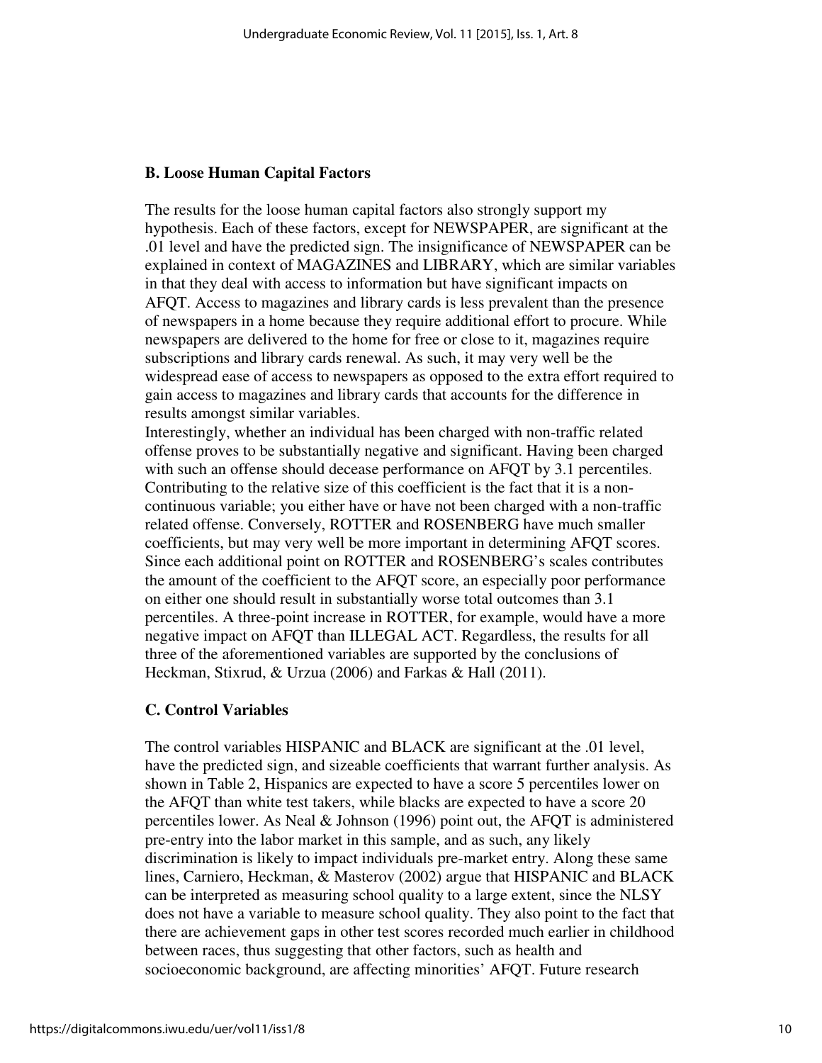### B. Loose Human Capital Factors

The results for the loose human capital factors also strongly support my hypothesis. Each of these factors, except for NEWSPAPER, are significant at the .01 level and have the predicted sign. The insignificance of NEWSPAPER can be explained in context of MAGAZINES and LIBRARY, which are similar variables in that they deal with access to information but have significant impacts on AFQT. Access to magazines and library cards is less prevalent than the presence of newspapers in a home because they require additional effort to procure. While newspapers are delivered to the home for free or close to it, magazines require subscriptions and library cards renewal. As such, it may very well be the widespread ease of access to newspapers as opposed to the extra effort required to gain access to magazines and library cards that accounts for the difference in results amongst similar variables.

Interestingly, whether an individual has been charged with non-traffic related offense proves to be substantially negative and significant. Having been charged with such an offense should decease performance on AFQT by 3.1 percentiles. Contributing to the relative size of this coefficient is the fact that it is a non-continuous variable; you either have or have not been charged with a non-traffic related offense. Conversely, ROTTER and ROSENBERG have much smaller coefficients, but may very well be more important in determining AFQT scores. Since each additional point on ROTTER and ROSENBERG's scales contributes the amount of the coefficient to the AFQT score, an especially poor performance on either one should result in substantially worse total outcomes than 3.1 percentiles. A three-point increase in ROTTER, for example, would have a more negative impact on AFQT than ILLEGAL ACT. Regardless, the results for all three of the aforementioned variables are supported by the conclusions of Heckman, Stixrud, & Urzua (2006) and Farkas & Hall (2011).

### C. Control Variables

The control variables HISPANIC and BLACK are significant at the .01 level, have the predicted sign, and sizeable coefficients that warrant further analysis. As shown in Table 2, Hispanics are expected to have a score 5 percentiles lower on the AFQT than white test takers, while blacks are expected to have a score 20 percentiles lower. As Neal & Johnson (1996) point out, the AFQT is administered pre-entry into the labor market in this sample, and as such, any likely discrimination is likely to impact individuals pre-market entry. Along these same lines, Carniero, Heckman, & Masterov (2002) argue that HISPANIC and BLACK can be interpreted as measuring school quality to a large extent, since the NLSY does not have a variable to measure school quality. They also point to the fact that there are achievement gaps in other test scores recorded much earlier in childhood between races, thus suggesting that other factors, such as health and socioeconomic background, are affecting minorities' AFQT. Future research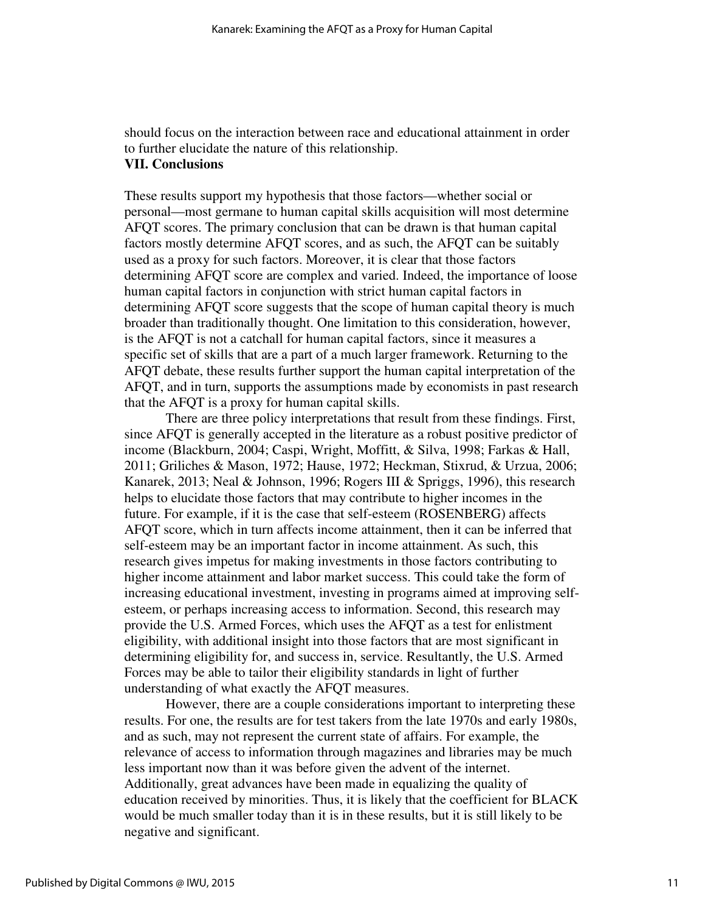should focus on the interaction between race and educational attainment in order to further elucidate the nature of this relationship.

## VII. Conclusions

These results support my hypothesis that those factors—whether social or personal—most germane to human capital skills acquisition will most determine AFQT scores. The primary conclusion that can be drawn is that human capital factors mostly determine AFQT scores, and as such, the AFQT can be suitably used as a proxy for such factors. Moreover, it is clear that those factors determining AFQT score are complex and varied. Indeed, the importance of loose human capital factors in conjunction with strict human capital factors in determining AFQT score suggests that the scope of human capital theory is much broader than traditionally thought. One limitation to this consideration, however, is the AFQT is not a catchall for human capital factors, since it measures a specific set of skills that are a part of a much larger framework. Returning to the AFQT debate, these results further support the human capital interpretation of the AFQT, and in turn, supports the assumptions made by economists in past research that the AFQT is a proxy for human capital skills.

There are three policy interpretations that result from these findings. First, since AFQT is generally accepted in the literature as a robust positive predictor of income (Blackburn, 2004; Caspi, Wright, Moffitt, & Silva, 1998; Farkas & Hall, 2011; Griliches & Mason, 1972; Hause, 1972; Heckman, Stixrud, & Urzua, 2006; Kanarek, 2013; Neal & Johnson, 1996; Rogers III & Spriggs, 1996), this research helps to elucidate those factors that may contribute to higher incomes in the future. For example, if it is the case that self-esteem (ROSENBERG) affects AFQT score, which in turn affects income attainment, then it can be inferred that self-esteem may be an important factor in income attainment. As such, this research gives impetus for making investments in those factors contributing to higher income attainment and labor market success. This could take the form of increasing educational investment, investing in programs aimed at improving self-esteem, or perhaps increasing access to information. Second, this research may provide the U.S. Armed Forces, which uses the AFQT as a test for enlistment eligibility, with additional insight into those factors that are most significant in determining eligibility for, and success in, service. Resultantly, the U.S. Armed Forces may be able to tailor their eligibility standards in light of further understanding of what exactly the AFQT measures.

However, there are a couple considerations important to interpreting these results. For one, the results are for test takers from the late 1970s and early 1980s, and as such, may not represent the current state of affairs. For example, the relevance of access to information through magazines and libraries may be much less important now than it was before given the advent of the internet. Additionally, great advances have been made in equalizing the quality of education received by minorities. Thus, it is likely that the coefficient for BLACK would be much smaller today than it is in these results, but it is still likely to be negative and significant.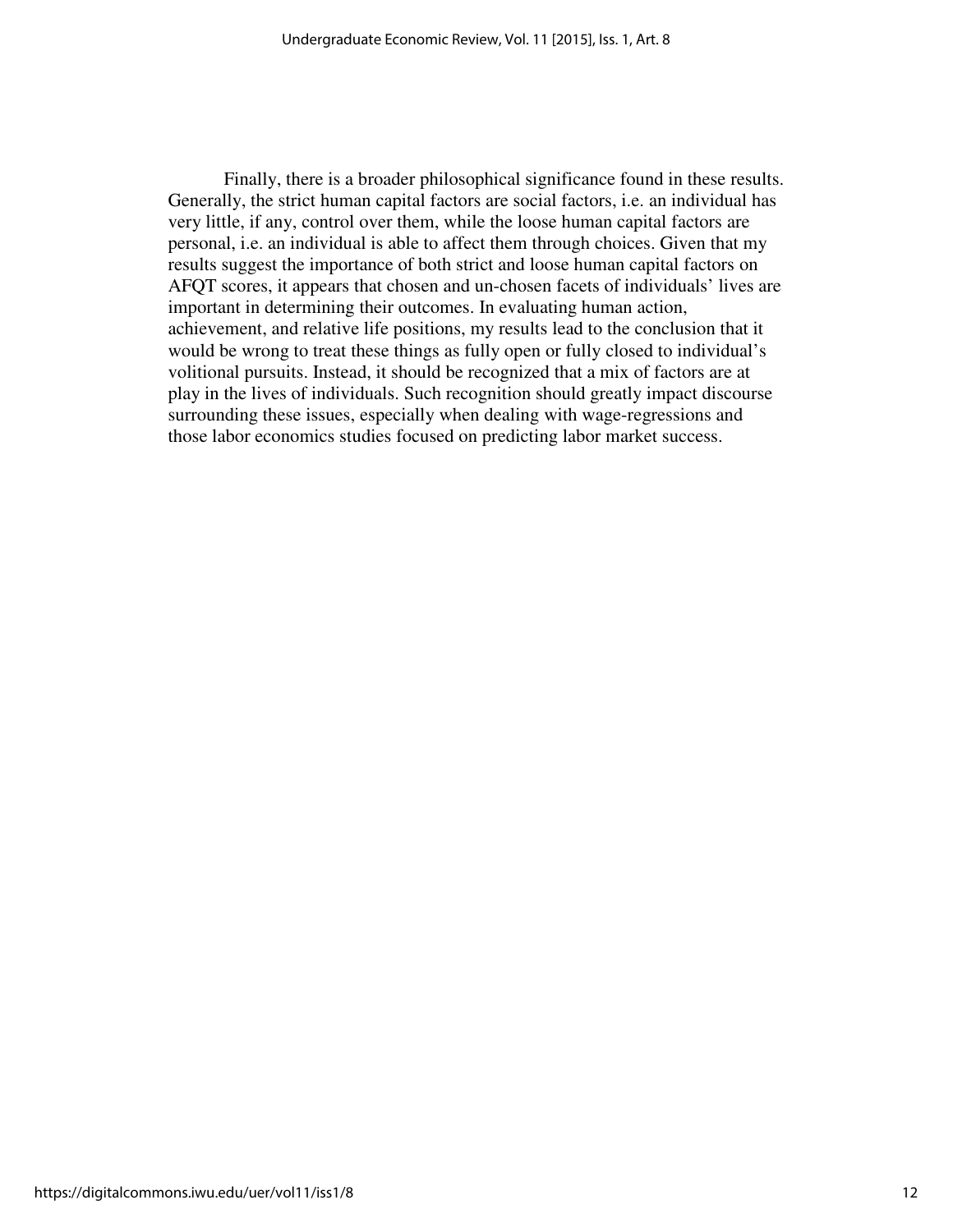Finally, there is a broader philosophical significance found in these results. Generally, the strict human capital factors are social factors, i.e. an individual has very little, if any, control over them, while the loose human capital factors are personal, i.e. an individual is able to affect them through choices. Given that my results suggest the importance of both strict and loose human capital factors on AFQT scores, it appears that chosen and un-chosen facets of individuals' lives are important in determining their outcomes. In evaluating human action, achievement, and relative life positions, my results lead to the conclusion that it would be wrong to treat these things as fully open or fully closed to individual's volitional pursuits. Instead, it should be recognized that a mix of factors are at play in the lives of individuals. Such recognition should greatly impact discourse surrounding these issues, especially when dealing with wage-regressions and those labor economics studies focused on predicting labor market success.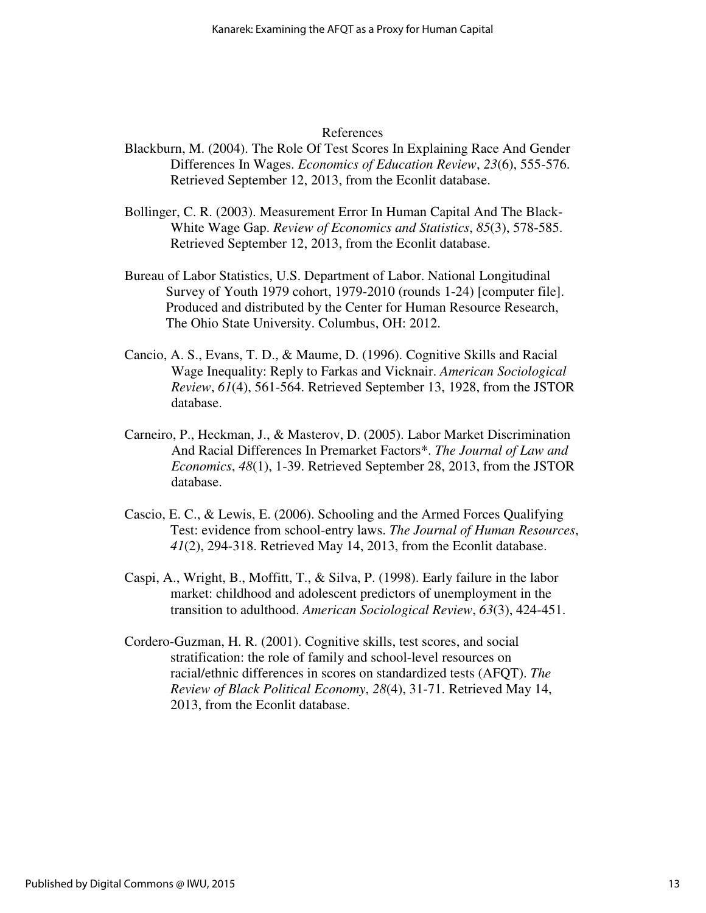## References

Blackburn, M. (2004). The Role Of Test Scores In Explaining Race And Gender Differences In Wages. *Economics of Education Review*, *23*(6), 555-576. Retrieved September 12, 2013, from the Econlit database.

Bollinger, C. R. (2003). Measurement Error In Human Capital And The Black-White Wage Gap. *Review of Economics and Statistics*, *85*(3), 578-585. Retrieved September 12, 2013, from the Econlit database.

Bureau of Labor Statistics, U.S. Department of Labor. National Longitudinal Survey of Youth 1979 cohort, 1979-2010 (rounds 1-24) [computer file]. Produced and distributed by the Center for Human Resource Research, The Ohio State University. Columbus, OH: 2012.

Cancio, A. S., Evans, T. D., & Maume, D. (1996). Cognitive Skills and Racial Wage Inequality: Reply to Farkas and Vicknair. *American Sociological Review*, *61*(4), 561-564. Retrieved September 13, 1928, from the JSTOR database.

Carneiro, P., Heckman, J., & Masterov, D. (2005). Labor Market Discrimination And Racial Differences In Premarket Factors*. *The Journal of Law and Economics*, *48*(1), 1-39. Retrieved September 28, 2013, from the JSTOR database.

Cascio, E. C., & Lewis, E. (2006). Schooling and the Armed Forces Qualifying Test: evidence from school-entry laws. *The Journal of Human Resources*, *41*(2), 294-318. Retrieved May 14, 2013, from the Econlit database.

Caspi, A., Wright, B., Moffitt, T., & Silva, P. (1998). Early failure in the labor market: childhood and adolescent predictors of unemployment in the transition to adulthood. *American Sociological Review*, *63*(3), 424-451.

Cordero-Guzman, H. R. (2001). Cognitive skills, test scores, and social stratification: the role of family and school-level resources on racial/ethnic differences in scores on standardized tests (AFQT). *The Review of Black Political Economy*, *28*(4), 31-71. Retrieved May 14, 2013, from the Econlit database.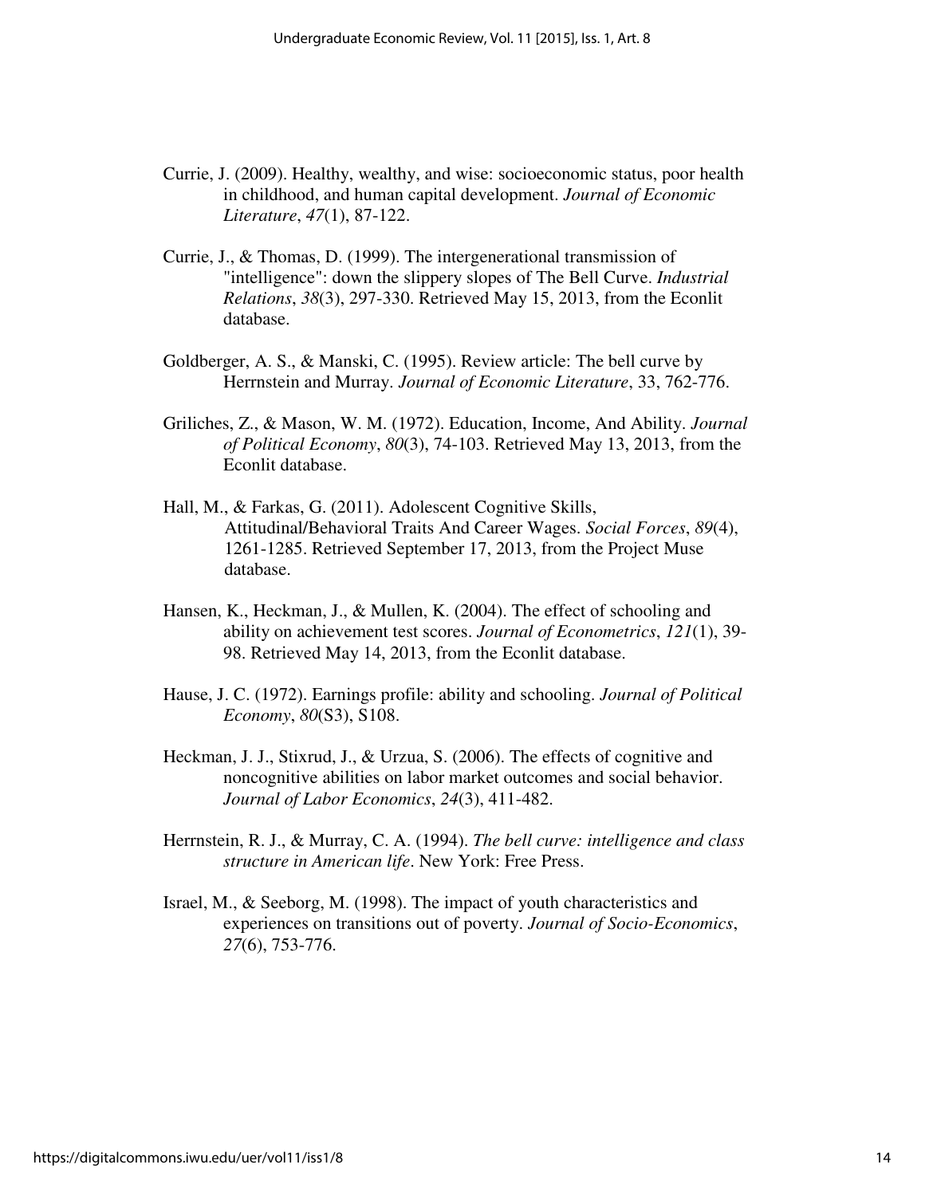Currie, J. (2009). Healthy, wealthy, and wise: socioeconomic status, poor health in childhood, and human capital development. *Journal of Economic Literature*, *47*(1), 87-122.

Currie, J., & Thomas, D. (1999). The intergenerational transmission of "intelligence": down the slippery slopes of The Bell Curve. *Industrial Relations*, *38*(3), 297-330. Retrieved May 15, 2013, from the Econlit database.

Goldberger, A. S., & Manski, C. (1995). Review article: The bell curve by Herrnstein and Murray. *Journal of Economic Literature*, 33, 762-776.

Griliches, Z., & Mason, W. M. (1972). Education, Income, And Ability. *Journal of Political Economy*, *80*(3), 74-103. Retrieved May 13, 2013, from the Econlit database.

Hall, M., & Farkas, G. (2011). Adolescent Cognitive Skills, Attitudinal/Behavioral Traits And Career Wages. *Social Forces*, *89*(4), 1261-1285. Retrieved September 17, 2013, from the Project Muse database.

Hansen, K., Heckman, J., & Mullen, K. (2004). The effect of schooling and ability on achievement test scores. *Journal of Econometrics*, *121*(1), 39-98. Retrieved May 14, 2013, from the Econlit database.

Hause, J. C. (1972). Earnings profile: ability and schooling. *Journal of Political Economy*, *80*(S3), S108.

Heckman, J. J., Stixrud, J., & Urzua, S. (2006). The effects of cognitive and noncognitive abilities on labor market outcomes and social behavior. *Journal of Labor Economics*, *24*(3), 411-482.

Herrnstein, R. J., & Murray, C. A. (1994). *The bell curve: intelligence and class structure in American life*. New York: Free Press.

Israel, M., & Seeborg, M. (1998). The impact of youth characteristics and experiences on transitions out of poverty. *Journal of Socio-Economics*, *27*(6), 753-776.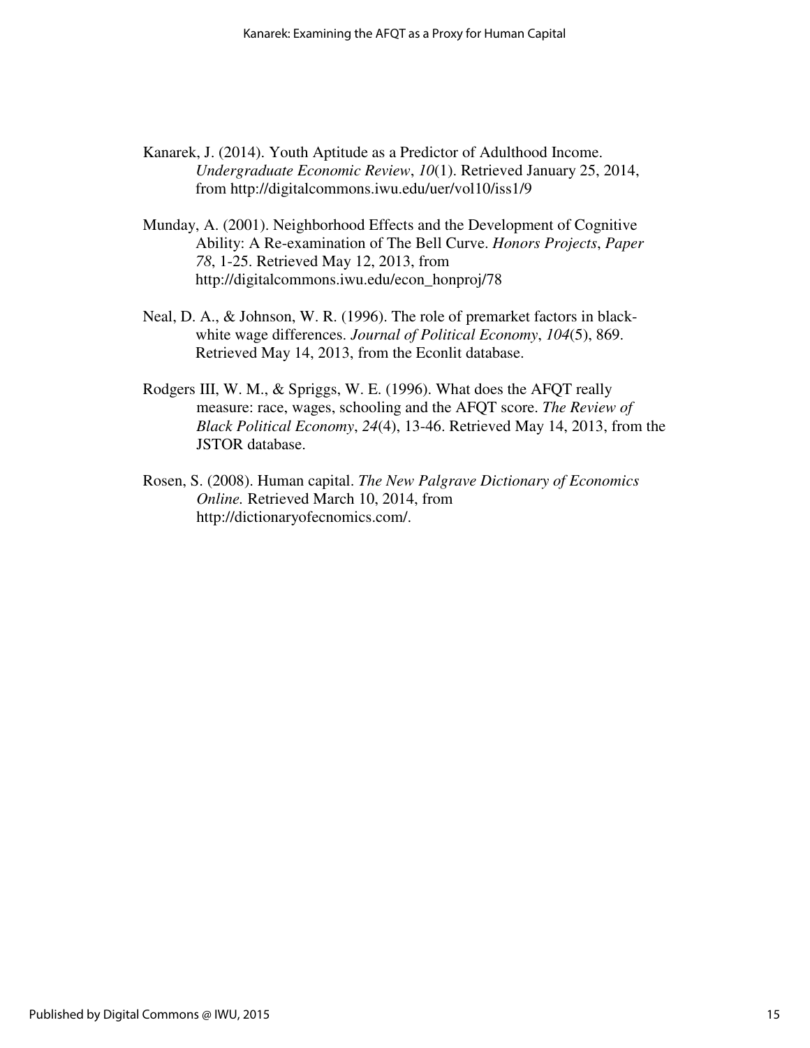Kanarek, J. (2014). Youth Aptitude as a Predictor of Adulthood Income. *Undergraduate Economic Review*, *10*(1). Retrieved January 25, 2014, from http://digitalcommons.iwu.edu/uer/vol10/iss1/9

Munday, A. (2001). Neighborhood Effects and the Development of Cognitive Ability: A Re-examination of The Bell Curve. *Honors Projects*, *Paper 78*, 1-25. Retrieved May 12, 2013, from http://digitalcommons.iwu.edu/econ_honproj/78

Neal, D. A., & Johnson, W. R. (1996). The role of premarket factors in black-white wage differences. *Journal of Political Economy*, *104*(5), 869. Retrieved May 14, 2013, from the Econlit database.

Rodgers III, W. M., & Spriggs, W. E. (1996). What does the AFQT really measure: race, wages, schooling and the AFQT score. *The Review of Black Political Economy*, *24*(4), 13-46. Retrieved May 14, 2013, from the JSTOR database.

Rosen, S. (2008). Human capital. *The New Palgrave Dictionary of Economics Online.* Retrieved March 10, 2014, from http://dictionaryofecnomics.com/.